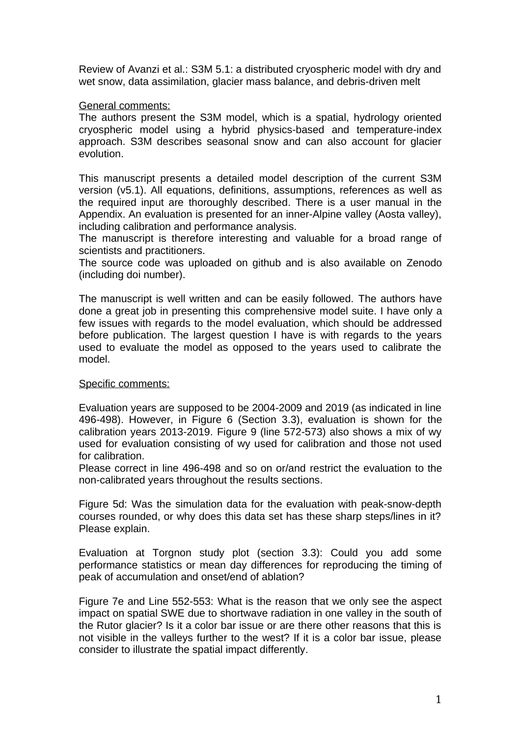Review of Avanzi et al.: S3M 5.1: a distributed cryospheric model with dry and wet snow, data assimilation, glacier mass balance, and debris-driven melt

General comments:

The authors present the S3M model, which is a spatial, hydrology oriented cryospheric model using a hybrid physics-based and temperature-index approach. S3M describes seasonal snow and can also account for glacier evolution.

This manuscript presents a detailed model description of the current S3M version (v5.1). All equations, definitions, assumptions, references as well as the required input are thoroughly described. There is a user manual in the Appendix. An evaluation is presented for an inner-Alpine valley (Aosta valley), including calibration and performance analysis.

The manuscript is therefore interesting and valuable for a broad range of scientists and practitioners.

The source code was uploaded on github and is also available on Zenodo (including doi number).

The manuscript is well written and can be easily followed. The authors have done a great job in presenting this comprehensive model suite. I have only a few issues with regards to the model evaluation, which should be addressed before publication. The largest question I have is with regards to the years used to evaluate the model as opposed to the years used to calibrate the model.

Specific comments:

Evaluation years are supposed to be 2004-2009 and 2019 (as indicated in line 496-498). However, in Figure 6 (Section 3.3), evaluation is shown for the calibration years 2013-2019. Figure 9 (line 572-573) also shows a mix of wy used for evaluation consisting of wy used for calibration and those not used for calibration.

Please correct in line 496-498 and so on or/and restrict the evaluation to the non-calibrated years throughout the results sections.

Figure 5d: Was the simulation data for the evaluation with peak-snow-depth courses rounded, or why does this data set has these sharp steps/lines in it? Please explain.

Evaluation at Torgnon study plot (section 3.3): Could you add some performance statistics or mean day differences for reproducing the timing of peak of accumulation and onset/end of ablation?

Figure 7e and Line 552-553: What is the reason that we only see the aspect impact on spatial SWE due to shortwave radiation in one valley in the south of the Rutor glacier? Is it a color bar issue or are there other reasons that this is not visible in the valleys further to the west? If it is a color bar issue, please consider to illustrate the spatial impact differently.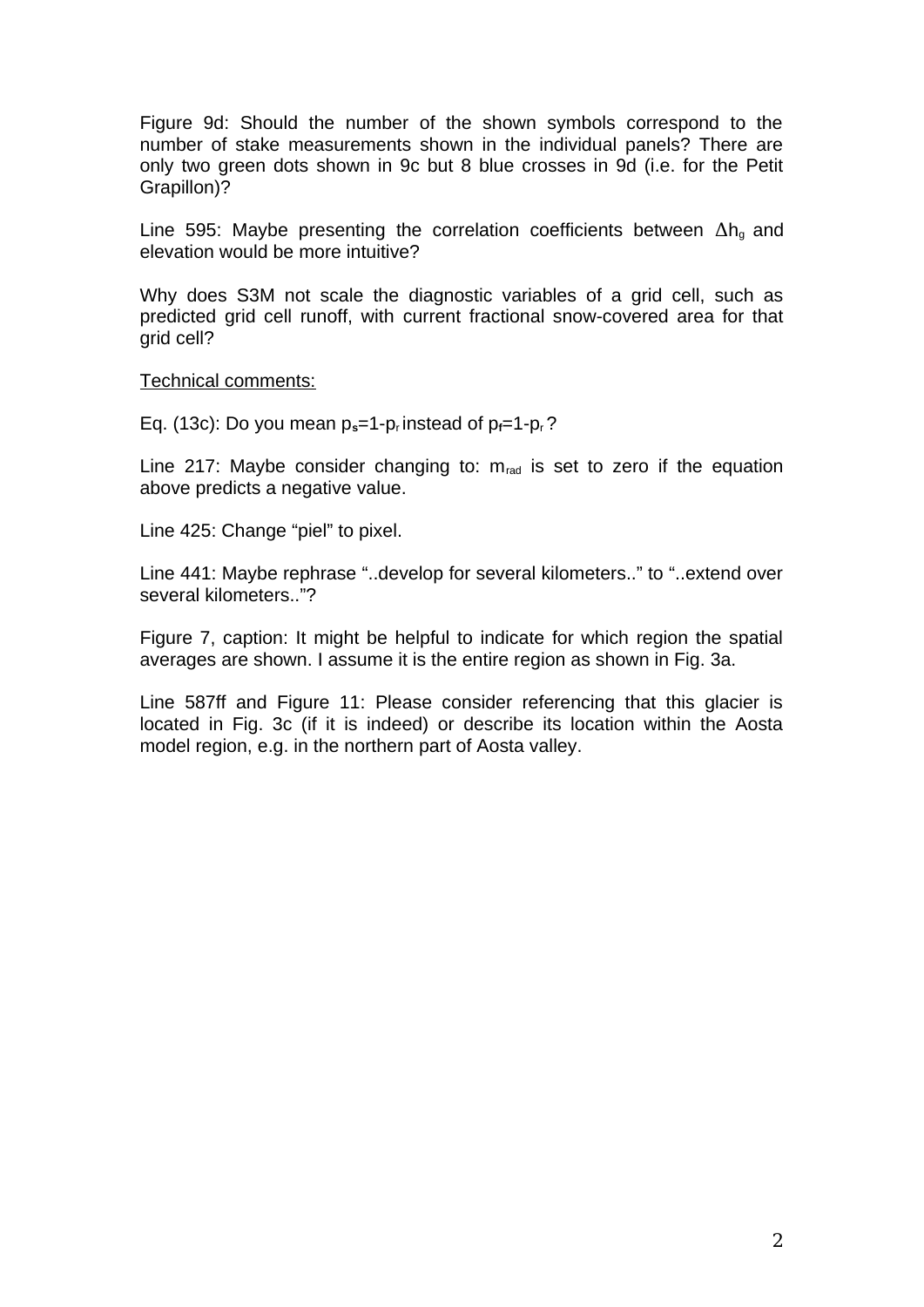Figure 9d: Should the number of the shown symbols correspond to the number of stake measurements shown in the individual panels? There are only two green dots shown in 9c but 8 blue crosses in 9d (i.e. for the Petit Grapillon)?

Line 595: Maybe presenting the correlation coefficients between $\Delta h_g$ and elevation would be more intuitive?

Why does S3M not scale the diagnostic variables of a grid cell, such as predicted grid cell runoff, with current fractional snow-covered area for that grid cell?

Technical comments:

Eq. (13c): Do you mean $p_{\mathbf{s}}=1-p_r$ instead of $p_{\mathbf{f}}=1-p_r$?

Line 217: Maybe consider changing to: $m_{rad}$ is set to zero if the equation above predicts a negative value.

Line 425: Change "piel" to pixel.

Line 441: Maybe rephrase "..develop for several kilometers.." to "..extend over several kilometers.."?

Figure 7, caption: It might be helpful to indicate for which region the spatial averages are shown. I assume it is the entire region as shown in Fig. 3a.

Line 587ff and Figure 11: Please consider referencing that this glacier is located in Fig. 3c (if it is indeed) or describe its location within the Aosta model region, e.g. in the northern part of Aosta valley.